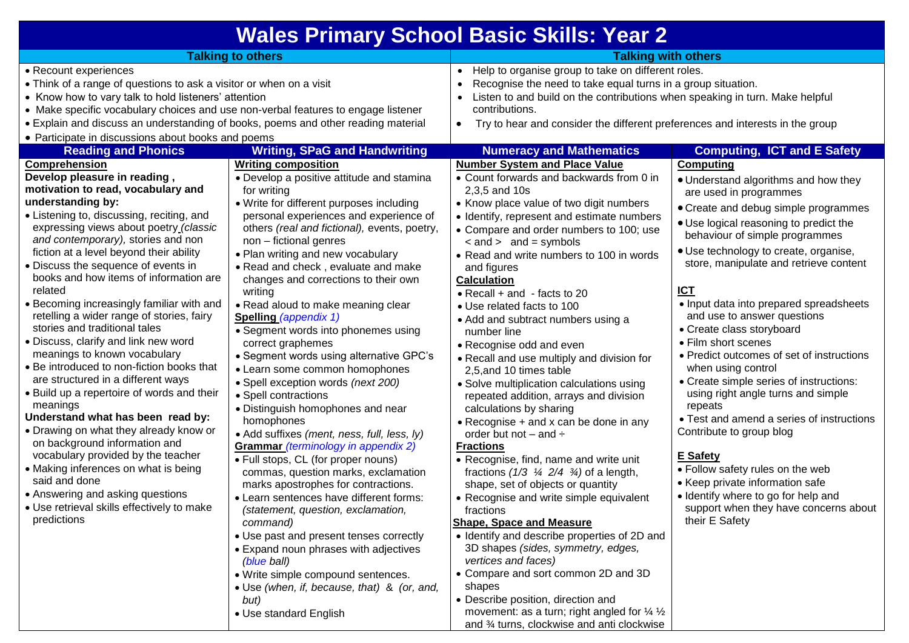# Wales Primary School Basic Skills: Year 2

## Talking to others

- Recount experiences
- Think of a range of questions to ask a visitor or when on a visit
- Know how to vary talk to hold listeners' attention
- Make specific vocabulary choices and use non-verbal features to engage listener
- Explain and discuss an understanding of books, poems and other reading material
- Participate in discussions about books and poems

## Talking with others

- Help to organise group to take on different roles.
- Recognise the need to take equal turns in a group situation.
- Listen to and build on the contributions when speaking in turn. Make helpful contributions.
- Try to hear and consider the different preferences and interests in the group

## Reading and Phonics

**Comprehension**

**Develop pleasure in reading , motivation to read, vocabulary and understanding by:**

- Listening to, discussing, reciting, and expressing views about poetry *(classic and contemporary),* stories and non fiction at a level beyond their ability
- Discuss the sequence of events in books and how items of information are related
- Becoming increasingly familiar with and retelling a wider range of stories, fairy stories and traditional tales
- Discuss, clarify and link new word meanings to known vocabulary
- Be introduced to non-fiction books that are structured in a different ways
- Build up a repertoire of words and their meanings

**Understand what has been read by:**

- Drawing on what they already know or on background information and vocabulary provided by the teacher
- Making inferences on what is being said and done
- Answering and asking questions
- Use retrieval skills effectively to make predictions

## Writing, SPaG and Handwriting

**Writing composition**

- Develop a positive attitude and stamina for writing
- Write for different purposes including personal experiences and experience of others *(real and fictional),* events, poetry, non – fictional genres
- Plan writing and new vocabulary
- Read and check , evaluate and make changes and corrections to their own writing
- Read aloud to make meaning clear

**Spelling** *(appendix 1)*

- Segment words into phonemes using correct graphemes
- Segment words using alternative GPC's
- Learn some common homophones
- Spell exception words *(next 200)*
- Spell contractions
- Distinguish homophones and near homophones
- Add suffixes *(ment, ness, full, less, ly)*

**Grammar** *(terminology in appendix 2)*

- Full stops, CL (for proper nouns) commas, question marks, exclamation marks apostrophes for contractions.
- Learn sentences have different forms: *(statement, question, exclamation, command)*
- Use past and present tenses correctly
- Expand noun phrases with adjectives *(blue ball)*
- Write simple compound sentences.
- Use *(when, if, because, that)* & *(or, and, but)*
- Use standard English

## Numeracy and Mathematics

**Number System and Place Value**

- Count forwards and backwards from 0 in 2,3,5 and 10s
- Know place value of two digit numbers
- Identify, represent and estimate numbers
- Compare and order numbers to 100; use < and > and = symbols
- Read and write numbers to 100 in words and figures

**Calculation**

- Recall + and - facts to 20
- Use related facts to 100
- Add and subtract numbers using a number line
- Recognise odd and even
- Recall and use multiply and division for 2,5,and 10 times table
- Solve multiplication calculations using repeated addition, arrays and division calculations by sharing
- Recognise + and x can be done in any order but not – and ÷

**Fractions**

- Recognise, find, name and write unit fractions *(1/3 ¼ 2/4 ¾)* of a length, shape, set of objects or quantity
- Recognise and write simple equivalent fractions

**Shape, Space and Measure**

- Identify and describe properties of 2D and 3D shapes *(sides, symmetry, edges, vertices and faces)*
- Compare and sort common 2D and 3D shapes
- Describe position, direction and movement: as a turn; right angled for ¼ ½ and ¾ turns, clockwise and anti clockwise

## Computing, ICT and E Safety

**Computing**

- Understand algorithms and how they are used in programmes
- Create and debug simple programmes
- Use logical reasoning to predict the behaviour of simple programmes
- Use technology to create, organise, store, manipulate and retrieve content

**ICT**

- Input data into prepared spreadsheets and use to answer questions
- Create class storyboard
- Film short scenes
- Predict outcomes of set of instructions when using control
- Create simple series of instructions: using right angle turns and simple repeats
- Test and amend a series of instructions

Contribute to group blog

**E Safety**

- Follow safety rules on the web
- Keep private information safe
- Identify where to go for help and support when they have concerns about their E Safety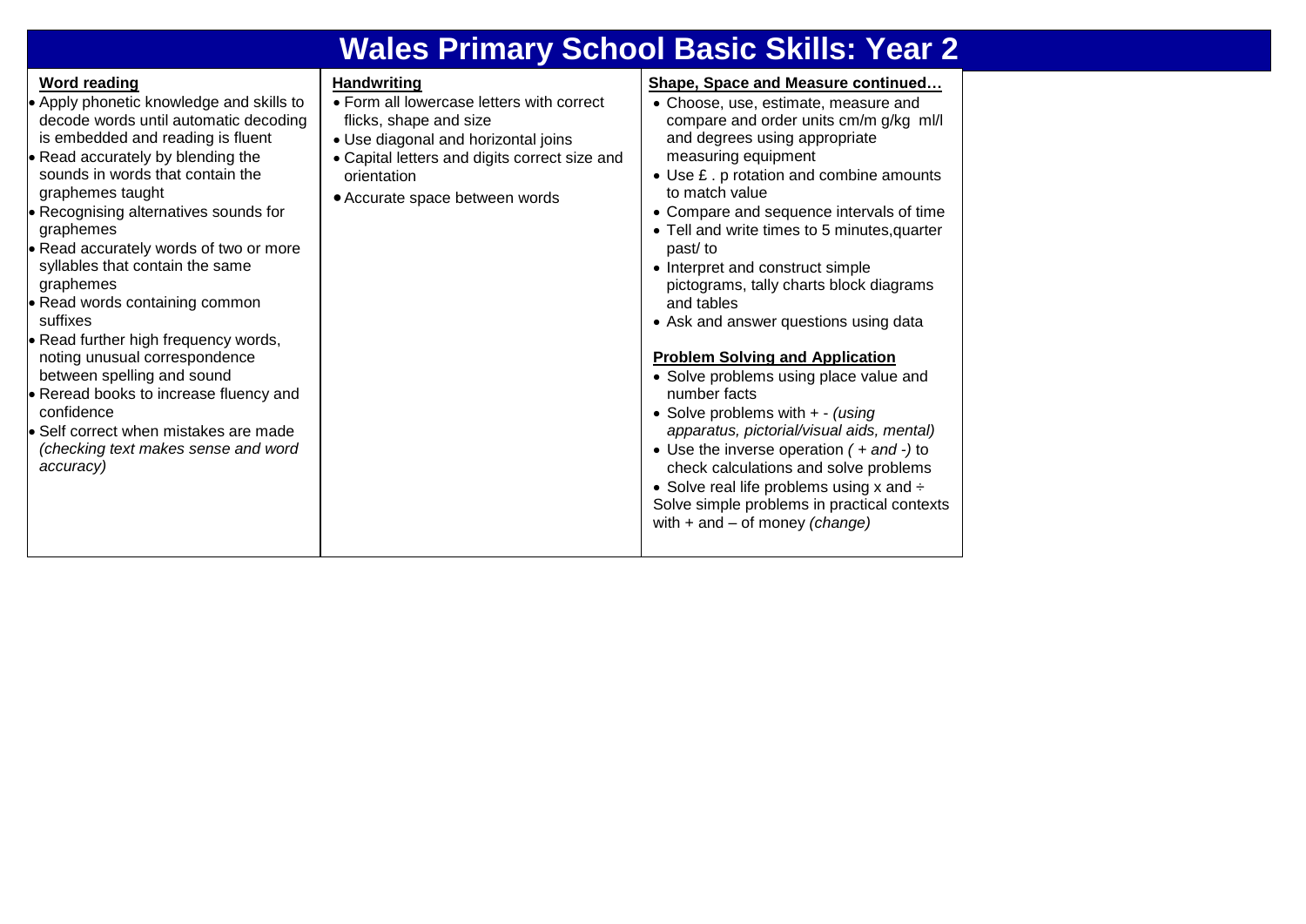# Wales Primary School Basic Skills: Year 2

**Word reading**

- Apply phonetic knowledge and skills to decode words until automatic decoding is embedded and reading is fluent
- Read accurately by blending the sounds in words that contain the graphemes taught
- Recognising alternatives sounds for graphemes
- Read accurately words of two or more syllables that contain the same graphemes
- Read words containing common suffixes
- Read further high frequency words, noting unusual correspondence between spelling and sound
- Reread books to increase fluency and confidence
- Self correct when mistakes are made *(checking text makes sense and word accuracy)*

**Handwriting**

- Form all lowercase letters with correct flicks, shape and size
- Use diagonal and horizontal joins
- Capital letters and digits correct size and orientation
- Accurate space between words

**Shape, Space and Measure continued…**

- Choose, use, estimate, measure and compare and order units cm/m g/kg ml/l and degrees using appropriate measuring equipment
- Use £ . p rotation and combine amounts to match value
- Compare and sequence intervals of time
- Tell and write times to 5 minutes,quarter past/ to
- Interpret and construct simple pictograms, tally charts block diagrams and tables
- Ask and answer questions using data

**Problem Solving and Application**

- Solve problems using place value and number facts
- Solve problems with + - *(using apparatus, pictorial/visual aids, mental)*
- Use the inverse operation *( + and -)* to check calculations and solve problems
- Solve real life problems using x and ÷

Solve simple problems in practical contexts with + and – of money *(change)*